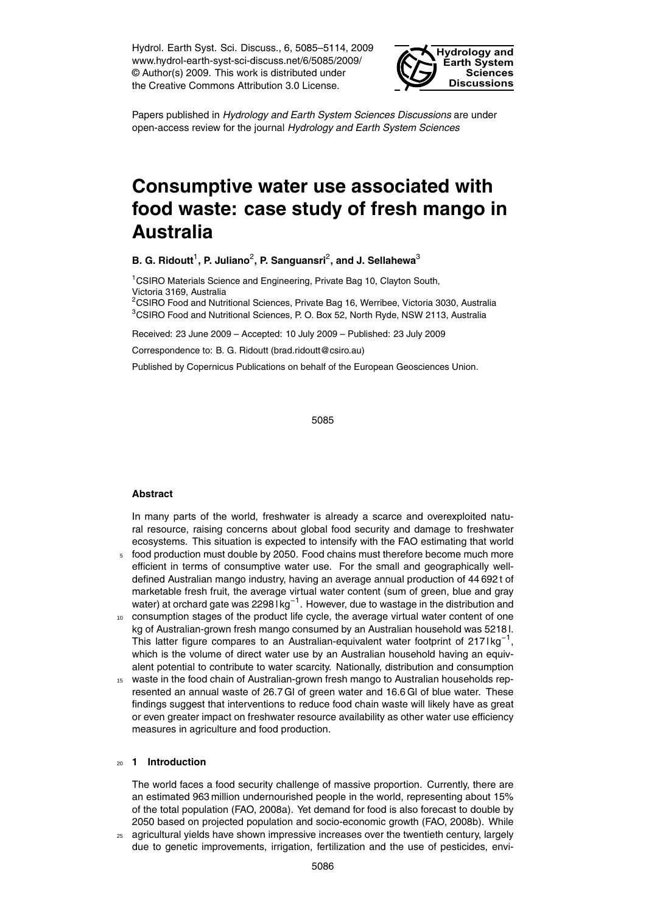Papers published in *Hydrology and Earth System Sciences Discussions* are under open-access review for the journal *Hydrology and Earth System Sciences*

# Consumptive water use associated with food waste: case study of fresh mango in Australia

**B. G. Ridoutt[1], P. Juliano[2], P. Sanguansri[2], and J. Sellahewa[3]**

[1]CSIRO Materials Science and Engineering, Private Bag 10, Clayton South, Victoria 3169, Australia
[2]CSIRO Food and Nutritional Sciences, Private Bag 16, Werribee, Victoria 3030, Australia
[3]CSIRO Food and Nutritional Sciences, P. O. Box 52, North Ryde, NSW 2113, Australia

Received: 23 June 2009 – Accepted: 10 July 2009 – Published: 23 July 2009

Correspondence to: B. G. Ridoutt (brad.ridoutt@csiro.au)

Published by Copernicus Publications on behalf of the European Geosciences Union.

### Abstract

In many parts of the world, freshwater is already a scarce and overexploited natural resource, raising concerns about global food security and damage to freshwater ecosystems. This situation is expected to intensify with the FAO estimating that world food production must double by 2050. Food chains must therefore become much more efficient in terms of consumptive water use. For the small and geographically well-defined Australian mango industry, having an average annual production of 44 692 t of marketable fresh fruit, the average virtual water content (sum of green, blue and gray water) at orchard gate was 2298 l kg$^{-1}$. However, due to wastage in the distribution and consumption stages of the product life cycle, the average virtual water content of one kg of Australian-grown fresh mango consumed by an Australian household was 5218 l. This latter figure compares to an Australian-equivalent water footprint of 217 l kg$^{-1}$, which is the volume of direct water use by an Australian household having an equivalent potential to contribute to water scarcity. Nationally, distribution and consumption waste in the food chain of Australian-grown fresh mango to Australian households represented an annual waste of 26.7 Gl of green water and 16.6 Gl of blue water. These findings suggest that interventions to reduce food chain waste will likely have as great or even greater impact on freshwater resource availability as other water use efficiency measures in agriculture and food production.

## 1 Introduction

The world faces a food security challenge of massive proportion. Currently, there are an estimated 963 million undernourished people in the world, representing about 15% of the total population (FAO, 2008a). Yet demand for food is also forecast to double by 2050 based on projected population and socio-economic growth (FAO, 2008b). While agricultural yields have shown impressive increases over the twentieth century, largely due to genetic improvements, irrigation, fertilization and the use of pesticides, envi-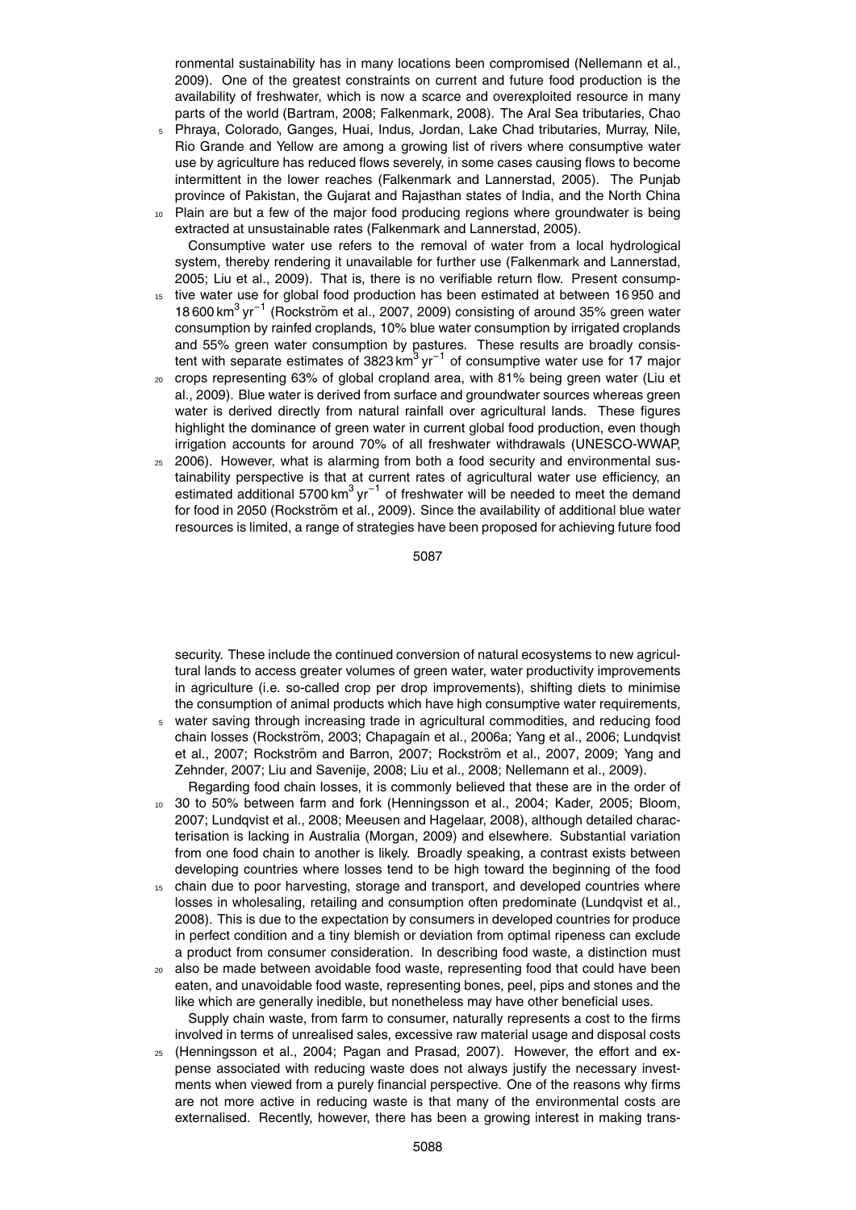ronmental sustainability has in many locations been compromised (Nellemann et al., 2009). One of the greatest constraints on current and future food production is the availability of freshwater, which is now a scarce and overexploited resource in many parts of the world (Bartram, 2008; Falkenmark, 2008). The Aral Sea tributaries, Chao Phraya, Colorado, Ganges, Huai, Indus, Jordan, Lake Chad tributaries, Murray, Nile, Rio Grande and Yellow are among a growing list of rivers where consumptive water use by agriculture has reduced flows severely, in some cases causing flows to become intermittent in the lower reaches (Falkenmark and Lannerstad, 2005). The Punjab province of Pakistan, the Gujarat and Rajasthan states of India, and the North China Plain are but a few of the major food producing regions where groundwater is being extracted at unsustainable rates (Falkenmark and Lannerstad, 2005).

Consumptive water use refers to the removal of water from a local hydrological system, thereby rendering it unavailable for further use (Falkenmark and Lannerstad, 2005; Liu et al., 2009). That is, there is no verifiable return flow. Present consumptive water use for global food production has been estimated at between 16 950 and 18 600 $km^3 yr^{-1}$ (Rockström et al., 2007, 2009) consisting of around 35% green water consumption by rainfed croplands, 10% blue water consumption by irrigated croplands and 55% green water consumption by pastures. These results are broadly consistent with separate estimates of 3823 $km^3 yr^{-1}$ of consumptive water use for 17 major crops representing 63% of global cropland area, with 81% being green water (Liu et al., 2009). Blue water is derived from surface and groundwater sources whereas green water is derived directly from natural rainfall over agricultural lands. These figures highlight the dominance of green water in current global food production, even though irrigation accounts for around 70% of all freshwater withdrawals (UNESCO-WWAP, 2006). However, what is alarming from both a food security and environmental sustainability perspective is that at current rates of agricultural water use efficiency, an estimated additional 5700 $km^3 yr^{-1}$ of freshwater will be needed to meet the demand for food in 2050 (Rockström et al., 2009). Since the availability of additional blue water resources is limited, a range of strategies have been proposed for achieving future food security. These include the continued conversion of natural ecosystems to new agricultural lands to access greater volumes of green water, water productivity improvements in agriculture (i.e. so-called crop per drop improvements), shifting diets to minimise the consumption of animal products which have high consumptive water requirements, water saving through increasing trade in agricultural commodities, and reducing food chain losses (Rockström, 2003; Chapagain et al., 2006a; Yang et al., 2006; Lundqvist et al., 2007; Rockström and Barron, 2007; Rockström et al., 2007, 2009; Yang and Zehnder, 2007; Liu and Savenije, 2008; Liu et al., 2008; Nellemann et al., 2009).

Regarding food chain losses, it is commonly believed that these are in the order of 30 to 50% between farm and fork (Henningsson et al., 2004; Kader, 2005; Bloom, 2007; Lundqvist et al., 2008; Meeusen and Hagelaar, 2008), although detailed characterisation is lacking in Australia (Morgan, 2009) and elsewhere. Substantial variation from one food chain to another is likely. Broadly speaking, a contrast exists between developing countries where losses tend to be high toward the beginning of the food chain due to poor harvesting, storage and transport, and developed countries where losses in wholesaling, retailing and consumption often predominate (Lundqvist et al., 2008). This is due to the expectation by consumers in developed countries for produce in perfect condition and a tiny blemish or deviation from optimal ripeness can exclude a product from consumer consideration. In describing food waste, a distinction must also be made between avoidable food waste, representing food that could have been eaten, and unavoidable food waste, representing bones, peel, pips and stones and the like which are generally inedible, but nonetheless may have other beneficial uses.

Supply chain waste, from farm to consumer, naturally represents a cost to the firms involved in terms of unrealised sales, excessive raw material usage and disposal costs (Henningsson et al., 2004; Pagan and Prasad, 2007). However, the effort and expense associated with reducing waste does not always justify the necessary investments when viewed from a purely financial perspective. One of the reasons why firms are not more active in reducing waste is that many of the environmental costs are externalised. Recently, however, there has been a growing interest in making trans-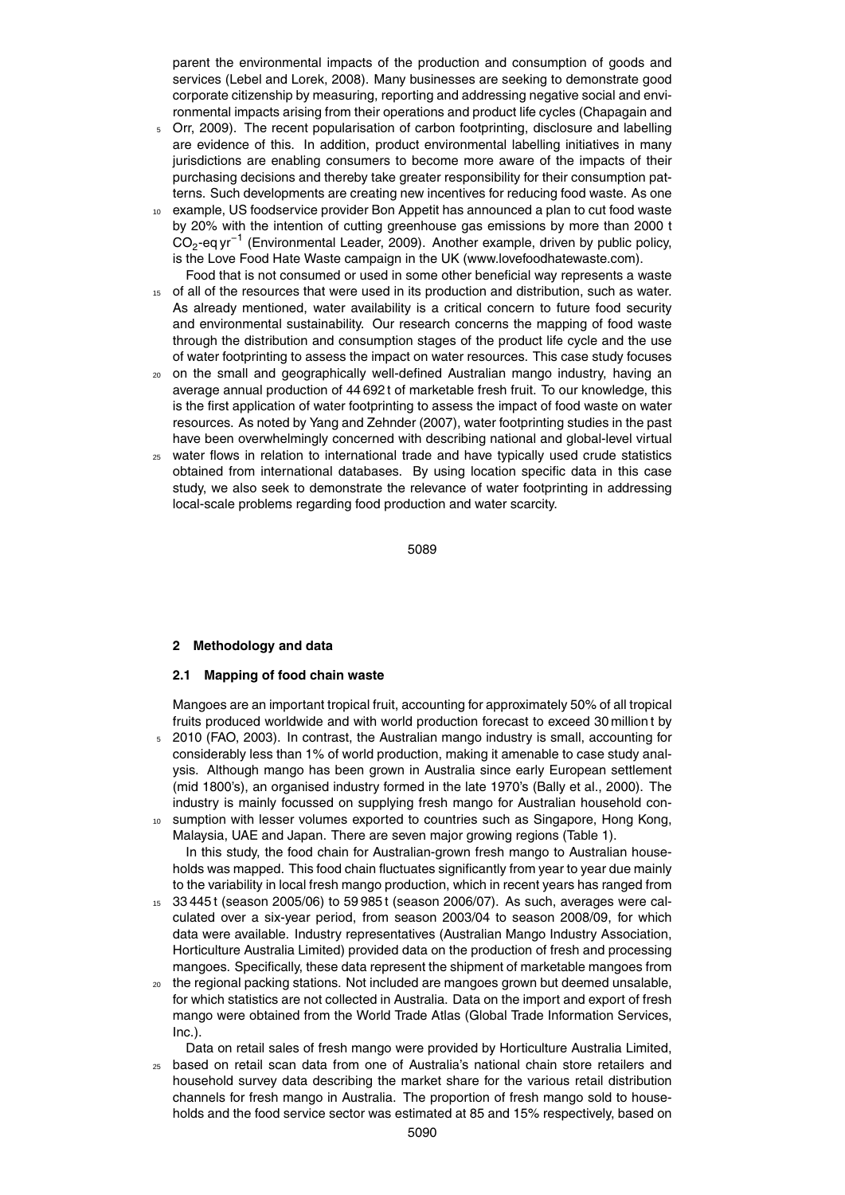parent the environmental impacts of the production and consumption of goods and services (Lebel and Lorek, 2008). Many businesses are seeking to demonstrate good corporate citizenship by measuring, reporting and addressing negative social and environmental impacts arising from their operations and product life cycles (Chapagain and Orr, 2009). The recent popularisation of carbon footprinting, disclosure and labelling are evidence of this. In addition, product environmental labelling initiatives in many jurisdictions are enabling consumers to become more aware of the impacts of their purchasing decisions and thereby take greater responsibility for their consumption patterns. Such developments are creating new incentives for reducing food waste. As one example, US foodservice provider Bon Appetit has announced a plan to cut food waste by 20% with the intention of cutting greenhouse gas emissions by more than 2000 t $CO_2$-eq $yr^{-1}$ (Environmental Leader, 2009). Another example, driven by public policy, is the Love Food Hate Waste campaign in the UK (www.lovefoodhatewaste.com).

Food that is not consumed or used in some other beneficial way represents a waste of all of the resources that were used in its production and distribution, such as water. As already mentioned, water availability is a critical concern to future food security and environmental sustainability. Our research concerns the mapping of food waste through the distribution and consumption stages of the product life cycle and the use of water footprinting to assess the impact on water resources. This case study focuses on the small and geographically well-defined Australian mango industry, having an average annual production of 44 692 t of marketable fresh fruit. To our knowledge, this is the first application of water footprinting to assess the impact of food waste on water resources. As noted by Yang and Zehnder (2007), water footprinting studies in the past have been overwhelmingly concerned with describing national and global-level virtual water flows in relation to international trade and have typically used crude statistics obtained from international databases. By using location specific data in this case study, we also seek to demonstrate the relevance of water footprinting in addressing local-scale problems regarding food production and water scarcity.

## 2 Methodology and data

### 2.1 Mapping of food chain waste

Mangoes are an important tropical fruit, accounting for approximately 50% of all tropical fruits produced worldwide and with world production forecast to exceed 30 million t by 2010 (FAO, 2003). In contrast, the Australian mango industry is small, accounting for considerably less than 1% of world production, making it amenable to case study analysis. Although mango has been grown in Australia since early European settlement (mid 1800's), an organised industry formed in the late 1970's (Bally et al., 2000). The industry is mainly focussed on supplying fresh mango for Australian household consumption with lesser volumes exported to countries such as Singapore, Hong Kong, Malaysia, UAE and Japan. There are seven major growing regions (Table 1).

In this study, the food chain for Australian-grown fresh mango to Australian households was mapped. This food chain fluctuates significantly from year to year due mainly to the variability in local fresh mango production, which in recent years has ranged from 33 445 t (season 2005/06) to 59 985 t (season 2006/07). As such, averages were calculated over a six-year period, from season 2003/04 to season 2008/09, for which data were available. Industry representatives (Australian Mango Industry Association, Horticulture Australia Limited) provided data on the production of fresh and processing mangoes. Specifically, these data represent the shipment of marketable mangoes from the regional packing stations. Not included are mangoes grown but deemed unsalable, for which statistics are not collected in Australia. Data on the import and export of fresh mango were obtained from the World Trade Atlas (Global Trade Information Services, Inc.).

Data on retail sales of fresh mango were provided by Horticulture Australia Limited, based on retail scan data from one of Australia's national chain store retailers and household survey data describing the market share for the various retail distribution channels for fresh mango in Australia. The proportion of fresh mango sold to households and the food service sector was estimated at 85 and 15% respectively, based on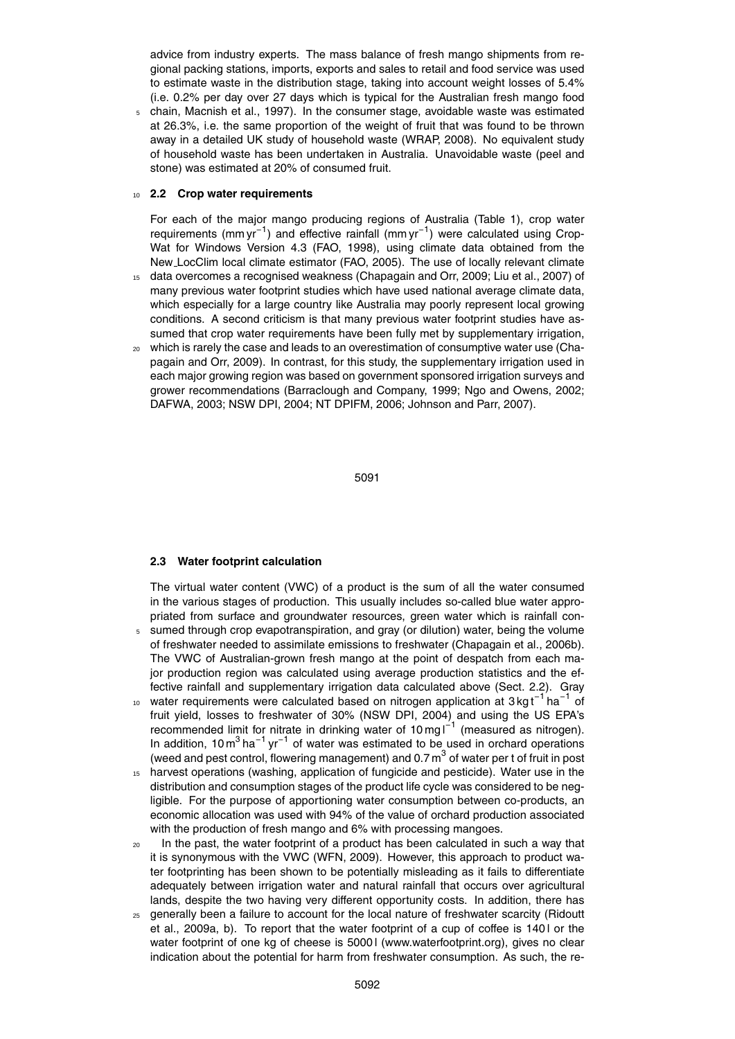advice from industry experts. The mass balance of fresh mango shipments from regional packing stations, imports, exports and sales to retail and food service was used to estimate waste in the distribution stage, taking into account weight losses of 5.4% (i.e. 0.2% per day over 27 days which is typical for the Australian fresh mango food chain, Macnish et al., 1997). In the consumer stage, avoidable waste was estimated at 26.3%, i.e. the same proportion of the weight of fruit that was found to be thrown away in a detailed UK study of household waste (WRAP, 2008). No equivalent study of household waste has been undertaken in Australia. Unavoidable waste (peel and stone) was estimated at 20% of consumed fruit.

### 2.2 Crop water requirements

For each of the major mango producing regions of Australia (Table 1), crop water requirements (mm $yr^{-1}$) and effective rainfall (mm $yr^{-1}$) were calculated using CropWat for Windows Version 4.3 (FAO, 1998), using climate data obtained from the New_LocClim local climate estimator (FAO, 2005). The use of locally relevant climate data overcomes a recognised weakness (Chapagain and Orr, 2009; Liu et al., 2007) of many previous water footprint studies which have used national average climate data, which especially for a large country like Australia may poorly represent local growing conditions. A second criticism is that many previous water footprint studies have assumed that crop water requirements have been fully met by supplementary irrigation, which is rarely the case and leads to an overestimation of consumptive water use (Chapagain and Orr, 2009). In contrast, for this study, the supplementary irrigation used in each major growing region was based on government sponsored irrigation surveys and grower recommendations (Barraclough and Company, 1999; Ngo and Owens, 2002; DAFWA, 2003; NSW DPI, 2004; NT DPIFM, 2006; Johnson and Parr, 2007).

### 2.3 Water footprint calculation

The virtual water content (VWC) of a product is the sum of all the water consumed in the various stages of production. This usually includes so-called blue water appropriated from surface and groundwater resources, green water which is rainfall consumed through crop evapotranspiration, and gray (or dilution) water, being the volume of freshwater needed to assimilate emissions to freshwater (Chapagain et al., 2006b). The VWC of Australian-grown fresh mango at the point of despatch from each major production region was calculated using average production statistics and the effective rainfall and supplementary irrigation data calculated above (Sect. 2.2). Gray water requirements were calculated based on nitrogen application at 3 kg $t^{-1}$ $ha^{-1}$ of fruit yield, losses to freshwater of 30% (NSW DPI, 2004) and using the US EPA's recommended limit for nitrate in drinking water of 10 mg $l^{-1}$ (measured as nitrogen). In addition, 10 $m^3$ $ha^{-1}$ $yr^{-1}$ of water was estimated to be used in orchard operations (weed and pest control, flowering management) and 0.7 $m^3$ of water per t of fruit in post harvest operations (washing, application of fungicide and pesticide). Water use in the distribution and consumption stages of the product life cycle was considered to be negligible. For the purpose of apportioning water consumption between co-products, an economic allocation was used with 94% of the value of orchard production associated with the production of fresh mango and 6% with processing mangoes.

In the past, the water footprint of a product has been calculated in such a way that it is synonymous with the VWC (WFN, 2009). However, this approach to product water footprinting has been shown to be potentially misleading as it fails to differentiate adequately between irrigation water and natural rainfall that occurs over agricultural lands, despite the two having very different opportunity costs. In addition, there has generally been a failure to account for the local nature of freshwater scarcity (Ridoutt et al., 2009a, b). To report that the water footprint of a cup of coffee is 140 l or the water footprint of one kg of cheese is 5000 l (www.waterfootprint.org), gives no clear indication about the potential for harm from freshwater consumption. As such, the re-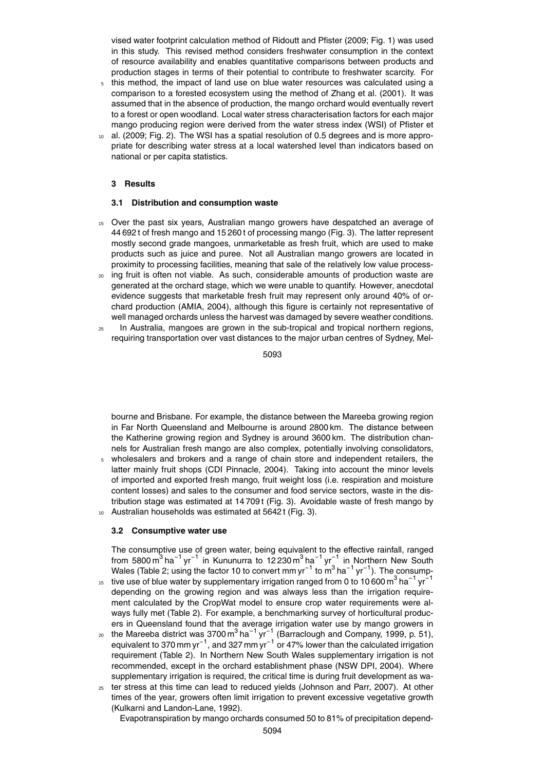vised water footprint calculation method of Ridoutt and Pfister (2009; Fig. 1) was used in this study. This revised method considers freshwater consumption in the context of resource availability and enables quantitative comparisons between products and production stages in terms of their potential to contribute to freshwater scarcity. For this method, the impact of land use on blue water resources was calculated using a comparison to a forested ecosystem using the method of Zhang et al. (2001). It was assumed that in the absence of production, the mango orchard would eventually revert to a forest or open woodland. Local water stress characterisation factors for each major mango producing region were derived from the water stress index (WSI) of Pfister et al. (2009; Fig. 2). The WSI has a spatial resolution of 0.5 degrees and is more appropriate for describing water stress at a local watershed level than indicators based on national or per capita statistics.

## 3 Results

### 3.1 Distribution and consumption waste

Over the past six years, Australian mango growers have despatched an average of 44 692 t of fresh mango and 15 260 t of processing mango (Fig. 3). The latter represent mostly second grade mangoes, unmarketable as fresh fruit, which are used to make products such as juice and puree. Not all Australian mango growers are located in proximity to processing facilities, meaning that sale of the relatively low value processing fruit is often not viable. As such, considerable amounts of production waste are generated at the orchard stage, which we were unable to quantify. However, anecdotal evidence suggests that marketable fresh fruit may represent only around 40% of orchard production (AMIA, 2004), although this figure is certainly not representative of well managed orchards unless the harvest was damaged by severe weather conditions.

In Australia, mangoes are grown in the sub-tropical and tropical northern regions, requiring transportation over vast distances to the major urban centres of Sydney, Melbourne and Brisbane. For example, the distance between the Mareeba growing region in Far North Queensland and Melbourne is around 2800 km. The distance between the Katherine growing region and Sydney is around 3600 km. The distribution channels for Australian fresh mango are also complex, potentially involving consolidators, wholesalers and brokers and a range of chain store and independent retailers, the latter mainly fruit shops (CDI Pinnacle, 2004). Taking into account the minor levels of imported and exported fresh mango, fruit weight loss (i.e. respiration and moisture content losses) and sales to the consumer and food service sectors, waste in the distribution stage was estimated at 14 709 t (Fig. 3). Avoidable waste of fresh mango by Australian households was estimated at 5642 t (Fig. 3).

### 3.2 Consumptive water use

The consumptive use of green water, being equivalent to the effective rainfall, ranged from 5800 $m^3\,ha^{-1}\,yr^{-1}$ in Kununurra to 12 230 $m^3\,ha^{-1}\,yr^{-1}$ in Northern New South Wales (Table 2; using the factor 10 to convert $mm\,yr^{-1}$ to $m^3\,ha^{-1}\,yr^{-1}$). The consumptive use of blue water by supplementary irrigation ranged from 0 to 10 600 $m^3\,ha^{-1}\,yr^{-1}$ depending on the growing region and was always less than the irrigation requirement calculated by the CropWat model to ensure crop water requirements were always fully met (Table 2). For example, a benchmarking survey of horticultural producers in Queensland found that the average irrigation water use by mango growers in the Mareeba district was 3700 $m^3\,ha^{-1}\,yr^{-1}$ (Barraclough and Company, 1999, p. 51), equivalent to 370 $mm\,yr^{-1}$, and 327 $mm\,yr^{-1}$ or 47% lower than the calculated irrigation requirement (Table 2). In Northern New South Wales supplementary irrigation is not recommended, except in the orchard establishment phase (NSW DPI, 2004). Where supplementary irrigation is required, the critical time is during fruit development as water stress at this time can lead to reduced yields (Johnson and Parr, 2007). At other times of the year, growers often limit irrigation to prevent excessive vegetative growth (Kulkarni and Landon-Lane, 1992).

Evapotranspiration by mango orchards consumed 50 to 81% of precipitation depend-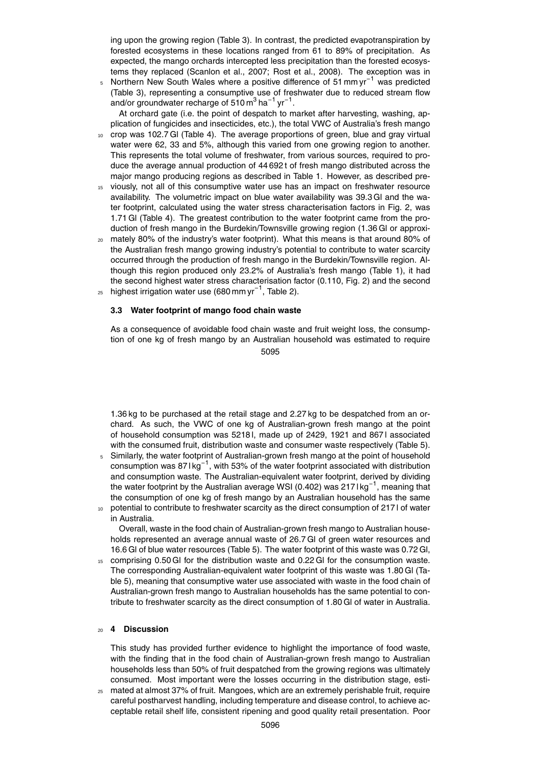ing upon the growing region (Table 3). In contrast, the predicted evapotranspiration by forested ecosystems in these locations ranged from 61 to 89% of precipitation. As expected, the mango orchards intercepted less precipitation than the forested ecosystems they replaced (Scanlon et al., 2007; Rost et al., 2008). The exception was in Northern New South Wales where a positive difference of 51 mm $yr^{-1}$ was predicted (Table 3), representing a consumptive use of freshwater due to reduced stream flow and/or groundwater recharge of 510 $m^3$ $ha^{-1}$ $yr^{-1}$.

At orchard gate (i.e. the point of despatch to market after harvesting, washing, application of fungicides and insecticides, etc.), the total VWC of Australia's fresh mango crop was 102.7 Gl (Table 4). The average proportions of green, blue and gray virtual water were 62, 33 and 5%, although this varied from one growing region to another. This represents the total volume of freshwater, from various sources, required to produce the average annual production of 44 692 t of fresh mango distributed across the major mango producing regions as described in Table 1. However, as described previously, not all of this consumptive water use has an impact on freshwater resource availability. The volumetric impact on blue water availability was 39.3 Gl and the water footprint, calculated using the water stress characterisation factors in Fig. 2, was 1.71 Gl (Table 4). The greatest contribution to the water footprint came from the production of fresh mango in the Burdekin/Townsville growing region (1.36 Gl or approximately 80% of the industry's water footprint). What this means is that around 80% of the Australian fresh mango growing industry's potential to contribute to water scarcity occurred through the production of fresh mango in the Burdekin/Townsville region. Although this region produced only 23.2% of Australia's fresh mango (Table 1), it had the second highest water stress characterisation factor (0.110, Fig. 2) and the second highest irrigation water use (680 mm $yr^{-1}$, Table 2).

### 3.3 Water footprint of mango food chain waste

As a consequence of avoidable food chain waste and fruit weight loss, the consumption of one kg of fresh mango by an Australian household was estimated to require 1.36 kg to be purchased at the retail stage and 2.27 kg to be despatched from an orchard. As such, the VWC of one kg of Australian-grown fresh mango at the point of household consumption was 5218 l, made up of 2429, 1921 and 867 l associated with the consumed fruit, distribution waste and consumer waste respectively (Table 5). Similarly, the water footprint of Australian-grown fresh mango at the point of household consumption was 87 l $kg^{-1}$, with 53% of the water footprint associated with distribution and consumption waste. The Australian-equivalent water footprint, derived by dividing the water footprint by the Australian average WSI (0.402) was 217 l $kg^{-1}$, meaning that the consumption of one kg of fresh mango by an Australian household has the same potential to contribute to freshwater scarcity as the direct consumption of 217 l of water in Australia.

Overall, waste in the food chain of Australian-grown fresh mango to Australian households represented an average annual waste of 26.7 Gl of green water resources and 16.6 Gl of blue water resources (Table 5). The water footprint of this waste was 0.72 Gl, comprising 0.50 Gl for the distribution waste and 0.22 Gl for the consumption waste. The corresponding Australian-equivalent water footprint of this waste was 1.80 Gl (Table 5), meaning that consumptive water use associated with waste in the food chain of Australian-grown fresh mango to Australian households has the same potential to contribute to freshwater scarcity as the direct consumption of 1.80 Gl of water in Australia.

## 4 Discussion

This study has provided further evidence to highlight the importance of food waste, with the finding that in the food chain of Australian-grown fresh mango to Australian households less than 50% of fruit despatched from the growing regions was ultimately consumed. Most important were the losses occurring in the distribution stage, estimated at almost 37% of fruit. Mangoes, which are an extremely perishable fruit, require careful postharvest handling, including temperature and disease control, to achieve acceptable retail shelf life, consistent ripening and good quality retail presentation. Poor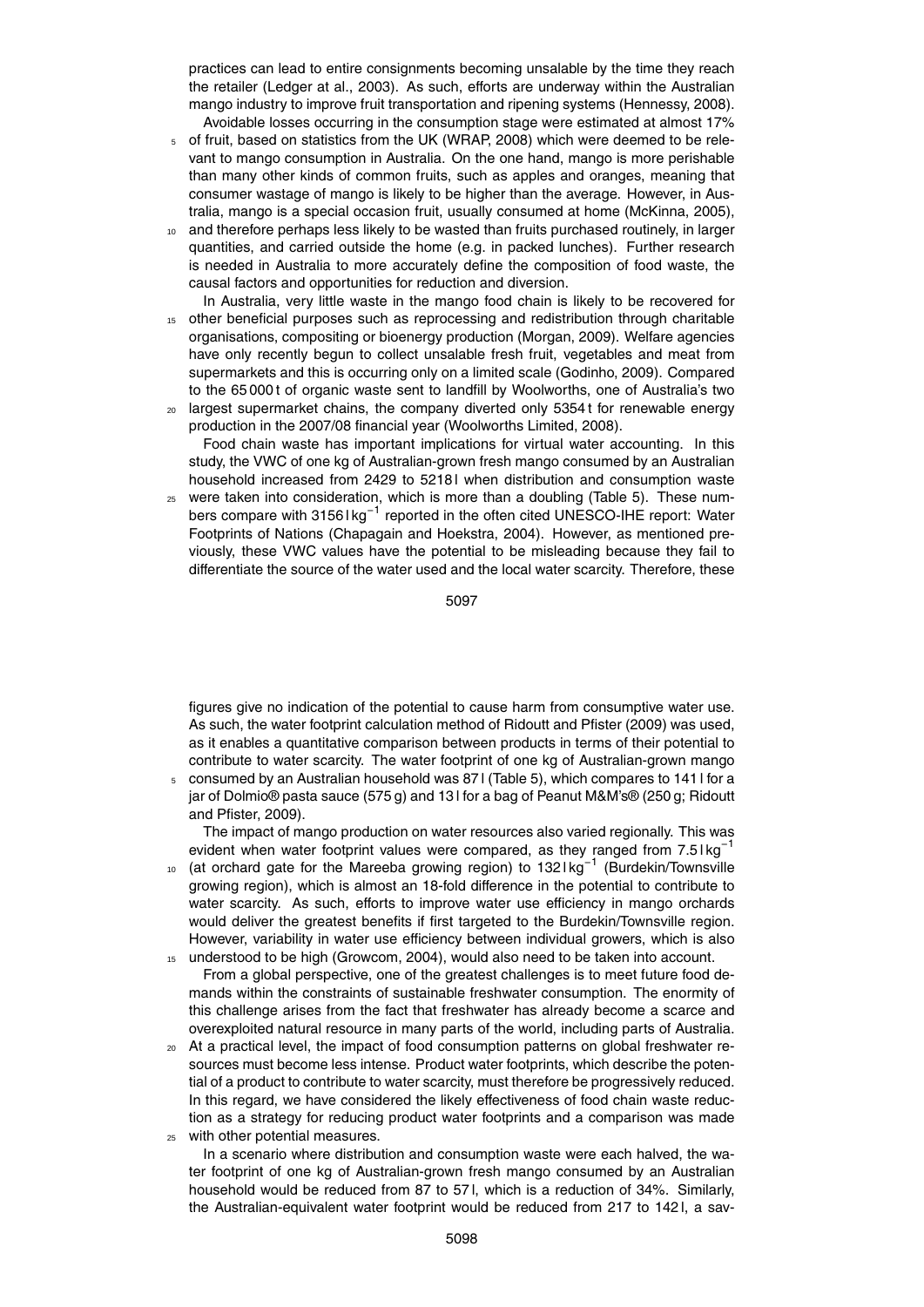practices can lead to entire consignments becoming unsalable by the time they reach the retailer (Ledger at al., 2003). As such, efforts are underway within the Australian mango industry to improve fruit transportation and ripening systems (Hennessy, 2008).

Avoidable losses occurring in the consumption stage were estimated at almost 17% of fruit, based on statistics from the UK (WRAP, 2008) which were deemed to be relevant to mango consumption in Australia. On the one hand, mango is more perishable than many other kinds of common fruits, such as apples and oranges, meaning that consumer wastage of mango is likely to be higher than the average. However, in Australia, mango is a special occasion fruit, usually consumed at home (McKinna, 2005), and therefore perhaps less likely to be wasted than fruits purchased routinely, in larger quantities, and carried outside the home (e.g. in packed lunches). Further research is needed in Australia to more accurately define the composition of food waste, the causal factors and opportunities for reduction and diversion.

In Australia, very little waste in the mango food chain is likely to be recovered for other beneficial purposes such as reprocessing and redistribution through charitable organisations, compositing or bioenergy production (Morgan, 2009). Welfare agencies have only recently begun to collect unsalable fresh fruit, vegetables and meat from supermarkets and this is occurring only on a limited scale (Godinho, 2009). Compared to the 65 000 t of organic waste sent to landfill by Woolworths, one of Australia's two largest supermarket chains, the company diverted only 5354 t for renewable energy production in the 2007/08 financial year (Woolworths Limited, 2008).

Food chain waste has important implications for virtual water accounting. In this study, the VWC of one kg of Australian-grown fresh mango consumed by an Australian household increased from 2429 to 5218 l when distribution and consumption waste were taken into consideration, which is more than a doubling (Table 5). These numbers compare with 3156 l kg$^{-1}$ reported in the often cited UNESCO-IHE report: Water Footprints of Nations (Chapagain and Hoekstra, 2004). However, as mentioned previously, these VWC values have the potential to be misleading because they fail to differentiate the source of the water used and the local water scarcity. Therefore, these figures give no indication of the potential to cause harm from consumptive water use. As such, the water footprint calculation method of Ridoutt and Pfister (2009) was used, as it enables a quantitative comparison between products in terms of their potential to contribute to water scarcity. The water footprint of one kg of Australian-grown mango consumed by an Australian household was 87 l (Table 5), which compares to 141 l for a jar of Dolmio® pasta sauce (575 g) and 13 l for a bag of Peanut M&M's® (250 g; Ridoutt and Pfister, 2009).

The impact of mango production on water resources also varied regionally. This was evident when water footprint values were compared, as they ranged from 7.5 l kg$^{-1}$ (at orchard gate for the Mareeba growing region) to 132 l kg$^{-1}$ (Burdekin/Townsville growing region), which is almost an 18-fold difference in the potential to contribute to water scarcity. As such, efforts to improve water use efficiency in mango orchards would deliver the greatest benefits if first targeted to the Burdekin/Townsville region. However, variability in water use efficiency between individual growers, which is also understood to be high (Growcom, 2004), would also need to be taken into account.

From a global perspective, one of the greatest challenges is to meet future food demands within the constraints of sustainable freshwater consumption. The enormity of this challenge arises from the fact that freshwater has already become a scarce and overexploited natural resource in many parts of the world, including parts of Australia. At a practical level, the impact of food consumption patterns on global freshwater resources must become less intense. Product water footprints, which describe the potential of a product to contribute to water scarcity, must therefore be progressively reduced. In this regard, we have considered the likely effectiveness of food chain waste reduction as a strategy for reducing product water footprints and a comparison was made with other potential measures.

In a scenario where distribution and consumption waste were each halved, the water footprint of one kg of Australian-grown fresh mango consumed by an Australian household would be reduced from 87 to 57 l, which is a reduction of 34%. Similarly, the Australian-equivalent water footprint would be reduced from 217 to 142 l, a sav-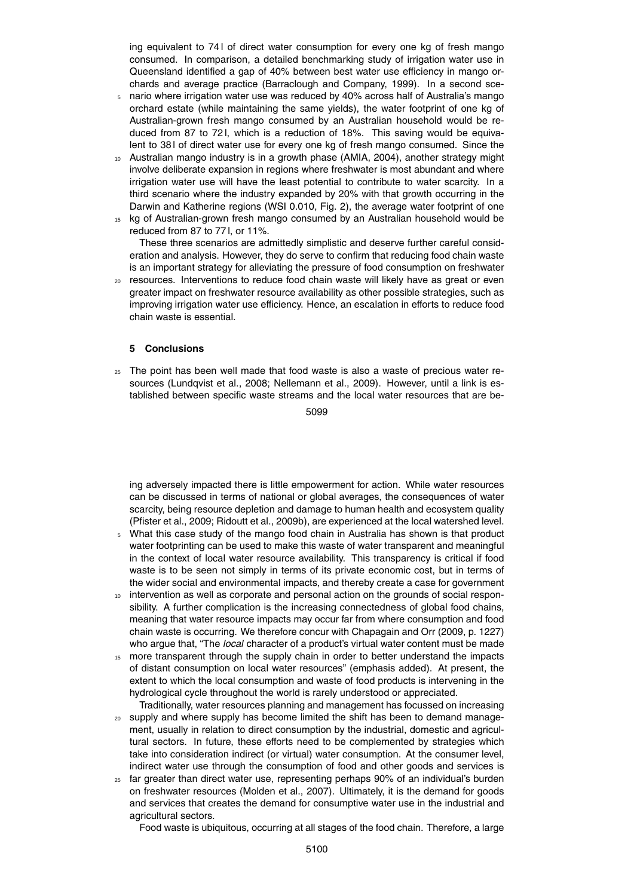ing equivalent to 74 l of direct water consumption for every one kg of fresh mango consumed. In comparison, a detailed benchmarking study of irrigation water use in Queensland identified a gap of 40% between best water use efficiency in mango orchards and average practice (Barraclough and Company, 1999). In a second scenario where irrigation water use was reduced by 40% across half of Australia's mango orchard estate (while maintaining the same yields), the water footprint of one kg of Australian-grown fresh mango consumed by an Australian household would be reduced from 87 to 72 l, which is a reduction of 18%. This saving would be equivalent to 38 l of direct water use for every one kg of fresh mango consumed. Since the Australian mango industry is in a growth phase (AMIA, 2004), another strategy might involve deliberate expansion in regions where freshwater is most abundant and where irrigation water use will have the least potential to contribute to water scarcity. In a third scenario where the industry expanded by 20% with that growth occurring in the Darwin and Katherine regions (WSI 0.010, Fig. 2), the average water footprint of one kg of Australian-grown fresh mango consumed by an Australian household would be reduced from 87 to 77 l, or 11%.

These three scenarios are admittedly simplistic and deserve further careful consideration and analysis. However, they do serve to confirm that reducing food chain waste is an important strategy for alleviating the pressure of food consumption on freshwater resources. Interventions to reduce food chain waste will likely have as great or even greater impact on freshwater resource availability as other possible strategies, such as improving irrigation water use efficiency. Hence, an escalation in efforts to reduce food chain waste is essential.

## 5 Conclusions

The point has been well made that food waste is also a waste of precious water resources (Lundqvist et al., 2008; Nellemann et al., 2009). However, until a link is established between specific waste streams and the local water resources that are being adversely impacted there is little empowerment for action. While water resources can be discussed in terms of national or global averages, the consequences of water scarcity, being resource depletion and damage to human health and ecosystem quality (Pfister et al., 2009; Ridoutt et al., 2009b), are experienced at the local watershed level. What this case study of the mango food chain in Australia has shown is that product water footprinting can be used to make this waste of water transparent and meaningful in the context of local water resource availability. This transparency is critical if food waste is to be seen not simply in terms of its private economic cost, but in terms of the wider social and environmental impacts, and thereby create a case for government intervention as well as corporate and personal action on the grounds of social responsibility. A further complication is the increasing connectedness of global food chains, meaning that water resource impacts may occur far from where consumption and food chain waste is occurring. We therefore concur with Chapagain and Orr (2009, p. 1227) who argue that, "The *local* character of a product's virtual water content must be made more transparent through the supply chain in order to better understand the impacts of distant consumption on local water resources" (emphasis added). At present, the extent to which the local consumption and waste of food products is intervening in the hydrological cycle throughout the world is rarely understood or appreciated.

Traditionally, water resources planning and management has focussed on increasing supply and where supply has become limited the shift has been to demand management, usually in relation to direct consumption by the industrial, domestic and agricultural sectors. In future, these efforts need to be complemented by strategies which take into consideration indirect (or virtual) water consumption. At the consumer level, indirect water use through the consumption of food and other goods and services is far greater than direct water use, representing perhaps 90% of an individual's burden on freshwater resources (Molden et al., 2007). Ultimately, it is the demand for goods and services that creates the demand for consumptive water use in the industrial and agricultural sectors.

Food waste is ubiquitous, occurring at all stages of the food chain. Therefore, a large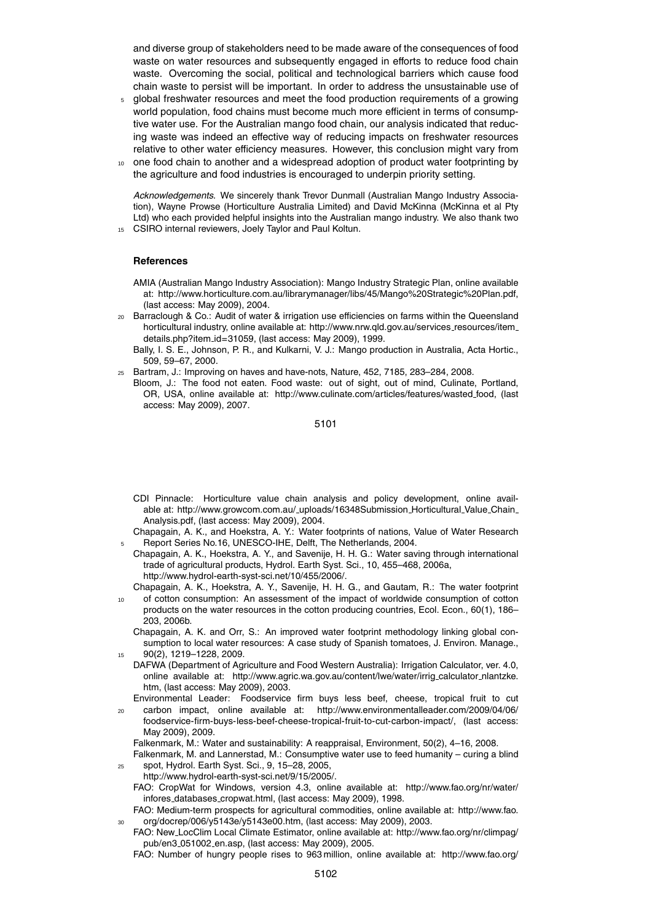and diverse group of stakeholders need to be made aware of the consequences of food waste on water resources and subsequently engaged in efforts to reduce food chain waste. Overcoming the social, political and technological barriers which cause food chain waste to persist will be important. In order to address the unsustainable use of global freshwater resources and meet the food production requirements of a growing world population, food chains must become much more efficient in terms of consumptive water use. For the Australian mango food chain, our analysis indicated that reducing waste was indeed an effective way of reducing impacts on freshwater resources relative to other water efficiency measures. However, this conclusion might vary from one food chain to another and a widespread adoption of product water footprinting by the agriculture and food industries is encouraged to underpin priority setting.

*Acknowledgements.* We sincerely thank Trevor Dunmall (Australian Mango Industry Association), Wayne Prowse (Horticulture Australia Limited) and David McKinna (McKinna et al Pty Ltd) who each provided helpful insights into the Australian mango industry. We also thank two CSIRO internal reviewers, Joely Taylor and Paul Koltun.

## References

AMIA (Australian Mango Industry Association): Mango Industry Strategic Plan, online available at: http://www.horticulture.com.au/librarymanager/libs/45/Mango%20Strategic%20Plan.pdf, (last access: May 2009), 2004.

Barraclough & Co.: Audit of water & irrigation use efficiencies on farms within the Queensland horticultural industry, online available at: http://www.nrw.qld.gov.au/services_resources/item_details.php?item_id=31059, (last access: May 2009), 1999.

Bally, I. S. E., Johnson, P. R., and Kulkarni, V. J.: Mango production in Australia, Acta Hortic., 509, 59–67, 2000.

Bartram, J.: Improving on haves and have-nots, Nature, 452, 7185, 283–284, 2008.

Bloom, J.: The food not eaten. Food waste: out of sight, out of mind, Culinate, Portland, OR, USA, online available at: http://www.culinate.com/articles/features/wasted_food, (last access: May 2009), 2007.

CDI Pinnacle: Horticulture value chain analysis and policy development, online available at: http://www.growcom.com.au/_uploads/16348Submission_Horticultural_Value_Chain_Analysis.pdf, (last access: May 2009), 2004.

Chapagain, A. K., and Hoekstra, A. Y.: Water footprints of nations, Value of Water Research Report Series No.16, UNESCO-IHE, Delft, The Netherlands, 2004.

Chapagain, A. K., Hoekstra, A. Y., and Savenije, H. H. G.: Water saving through international trade of agricultural products, Hydrol. Earth Syst. Sci., 10, 455–468, 2006a, http://www.hydrol-earth-syst-sci.net/10/455/2006/.

Chapagain, A. K., Hoekstra, A. Y., Savenije, H. H. G., and Gautam, R.: The water footprint of cotton consumption: An assessment of the impact of worldwide consumption of cotton products on the water resources in the cotton producing countries, Ecol. Econ., 60(1), 186–203, 2006b.

Chapagain, A. K. and Orr, S.: An improved water footprint methodology linking global consumption to local water resources: A case study of Spanish tomatoes, J. Environ. Manage., 90(2), 1219–1228, 2009.

DAFWA (Department of Agriculture and Food Western Australia): Irrigation Calculator, ver. 4.0, online available at: http://www.agric.wa.gov.au/content/lwe/water/irrig_calculator_nlantzke.htm, (last access: May 2009), 2003.

Environmental Leader: Foodservice firm buys less beef, cheese, tropical fruit to cut carbon impact, online available at: http://www.environmentalleader.com/2009/04/06/foodservice-firm-buys-less-beef-cheese-tropical-fruit-to-cut-carbon-impact/, (last access: May 2009), 2009.

Falkenmark, M.: Water and sustainability: A reappraisal, Environment, 50(2), 4–16, 2008.

Falkenmark, M. and Lannerstad, M.: Consumptive water use to feed humanity – curing a blind spot, Hydrol. Earth Syst. Sci., 9, 15–28, 2005, http://www.hydrol-earth-syst-sci.net/9/15/2005/.

FAO: CropWat for Windows, version 4.3, online available at: http://www.fao.org/nr/water/infores_databases_cropwat.html, (last access: May 2009), 1998.

FAO: Medium-term prospects for agricultural commodities, online available at: http://www.fao.org/docrep/006/y5143e/y5143e00.htm, (last access: May 2009), 2003.

FAO: New_LocClim Local Climate Estimator, online available at: http://www.fao.org/nr/climpag/pub/en3_051002_en.asp, (last access: May 2009), 2005.

FAO: Number of hungry people rises to 963 million, online available at: http://www.fao.org/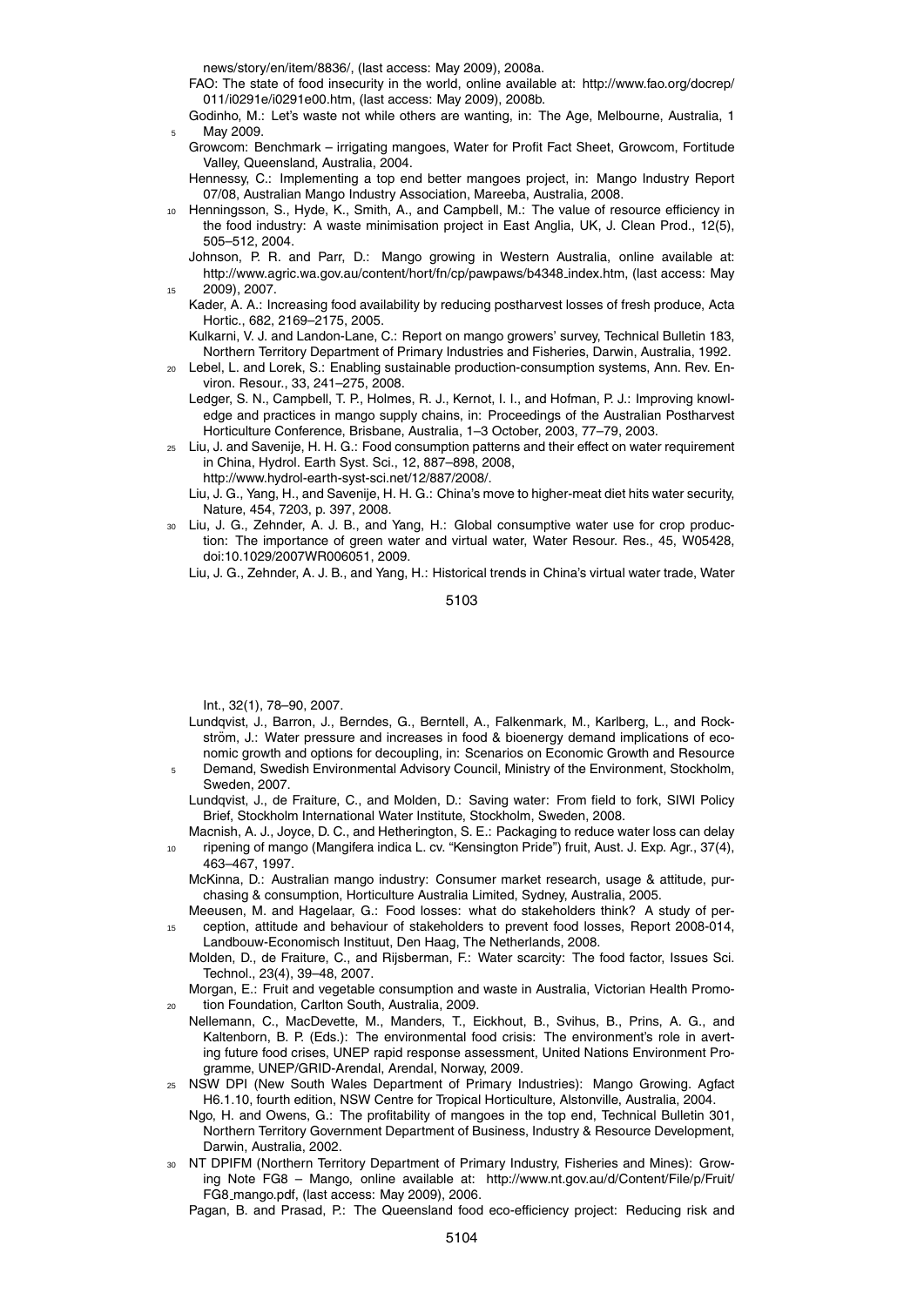news/story/en/item/8836/, (last access: May 2009), 2008a.

FAO: The state of food insecurity in the world, online available at: http://www.fao.org/docrep/011/i0291e/i0291e00.htm, (last access: May 2009), 2008b.

Godinho, M.: Let's waste not while others are wanting, in: The Age, Melbourne, Australia, 1 May 2009.

Growcom: Benchmark – irrigating mangoes, Water for Profit Fact Sheet, Growcom, Fortitude Valley, Queensland, Australia, 2004.

Hennessy, C.: Implementing a top end better mangoes project, in: Mango Industry Report 07/08, Australian Mango Industry Association, Mareeba, Australia, 2008.

Henningsson, S., Hyde, K., Smith, A., and Campbell, M.: The value of resource efficiency in the food industry: A waste minimisation project in East Anglia, UK, J. Clean Prod., 12(5), 505–512, 2004.

Johnson, P. R. and Parr, D.: Mango growing in Western Australia, online available at: http://www.agric.wa.gov.au/content/hort/fn/cp/pawpaws/b4348_index.htm, (last access: May 2009), 2007.

Kader, A. A.: Increasing food availability by reducing postharvest losses of fresh produce, Acta Hortic., 682, 2169–2175, 2005.

Kulkarni, V. J. and Landon-Lane, C.: Report on mango growers' survey, Technical Bulletin 183, Northern Territory Department of Primary Industries and Fisheries, Darwin, Australia, 1992.

Lebel, L. and Lorek, S.: Enabling sustainable production-consumption systems, Ann. Rev. Environ. Resour., 33, 241–275, 2008.

Ledger, S. N., Campbell, T. P., Holmes, R. J., Kernot, I. I., and Hofman, P. J.: Improving knowledge and practices in mango supply chains, in: Proceedings of the Australian Postharvest Horticulture Conference, Brisbane, Australia, 1–3 October, 2003, 77–79, 2003.

Liu, J. and Savenije, H. H. G.: Food consumption patterns and their effect on water requirement in China, Hydrol. Earth Syst. Sci., 12, 887–898, 2008, http://www.hydrol-earth-syst-sci.net/12/887/2008/.

Liu, J. G., Yang, H., and Savenije, H. H. G.: China's move to higher-meat diet hits water security, Nature, 454, 7203, p. 397, 2008.

Liu, J. G., Zehnder, A. J. B., and Yang, H.: Global consumptive water use for crop production: The importance of green water and virtual water, Water Resour. Res., 45, W05428, doi:10.1029/2007WR006051, 2009.

Liu, J. G., Zehnder, A. J. B., and Yang, H.: Historical trends in China's virtual water trade, Water Int., 32(1), 78–90, 2007.

Lundqvist, J., Barron, J., Berndes, G., Berntell, A., Falkenmark, M., Karlberg, L., and Rockström, J.: Water pressure and increases in food & bioenergy demand implications of economic growth and options for decoupling, in: Scenarios on Economic Growth and Resource Demand, Swedish Environmental Advisory Council, Ministry of the Environment, Stockholm, Sweden, 2007.

Lundqvist, J., de Fraiture, C., and Molden, D.: Saving water: From field to fork, SIWI Policy Brief, Stockholm International Water Institute, Stockholm, Sweden, 2008.

Macnish, A. J., Joyce, D. C., and Hetherington, S. E.: Packaging to reduce water loss can delay ripening of mango (Mangifera indica L. cv. "Kensington Pride") fruit, Aust. J. Exp. Agr., 37(4), 463–467, 1997.

McKinna, D.: Australian mango industry: Consumer market research, usage & attitude, purchasing & consumption, Horticulture Australia Limited, Sydney, Australia, 2005.

Meeusen, M. and Hagelaar, G.: Food losses: what do stakeholders think? A study of perception, attitude and behaviour of stakeholders to prevent food losses, Report 2008-014, Landbouw-Economisch Instituut, Den Haag, The Netherlands, 2008.

Molden, D., de Fraiture, C., and Rijsberman, F.: Water scarcity: The food factor, Issues Sci. Technol., 23(4), 39–48, 2007.

Morgan, E.: Fruit and vegetable consumption and waste in Australia, Victorian Health Promotion Foundation, Carlton South, Australia, 2009.

Nellemann, C., MacDevette, M., Manders, T., Eickhout, B., Svihus, B., Prins, A. G., and Kaltenborn, B. P. (Eds.): The environmental food crisis: The environment's role in averting future food crises, UNEP rapid response assessment, United Nations Environment Programme, UNEP/GRID-Arendal, Arendal, Norway, 2009.

NSW DPI (New South Wales Department of Primary Industries): Mango Growing. Agfact H6.1.10, fourth edition, NSW Centre for Tropical Horticulture, Alstonville, Australia, 2004.

Ngo, H. and Owens, G.: The profitability of mangoes in the top end, Technical Bulletin 301, Northern Territory Government Department of Business, Industry & Resource Development, Darwin, Australia, 2002.

NT DPIFM (Northern Territory Department of Primary Industry, Fisheries and Mines): Growing Note FG8 – Mango, online available at: http://www.nt.gov.au/d/Content/File/p/Fruit/FG8_mango.pdf, (last access: May 2009), 2006.

Pagan, B. and Prasad, P.: The Queensland food eco-efficiency project: Reducing risk and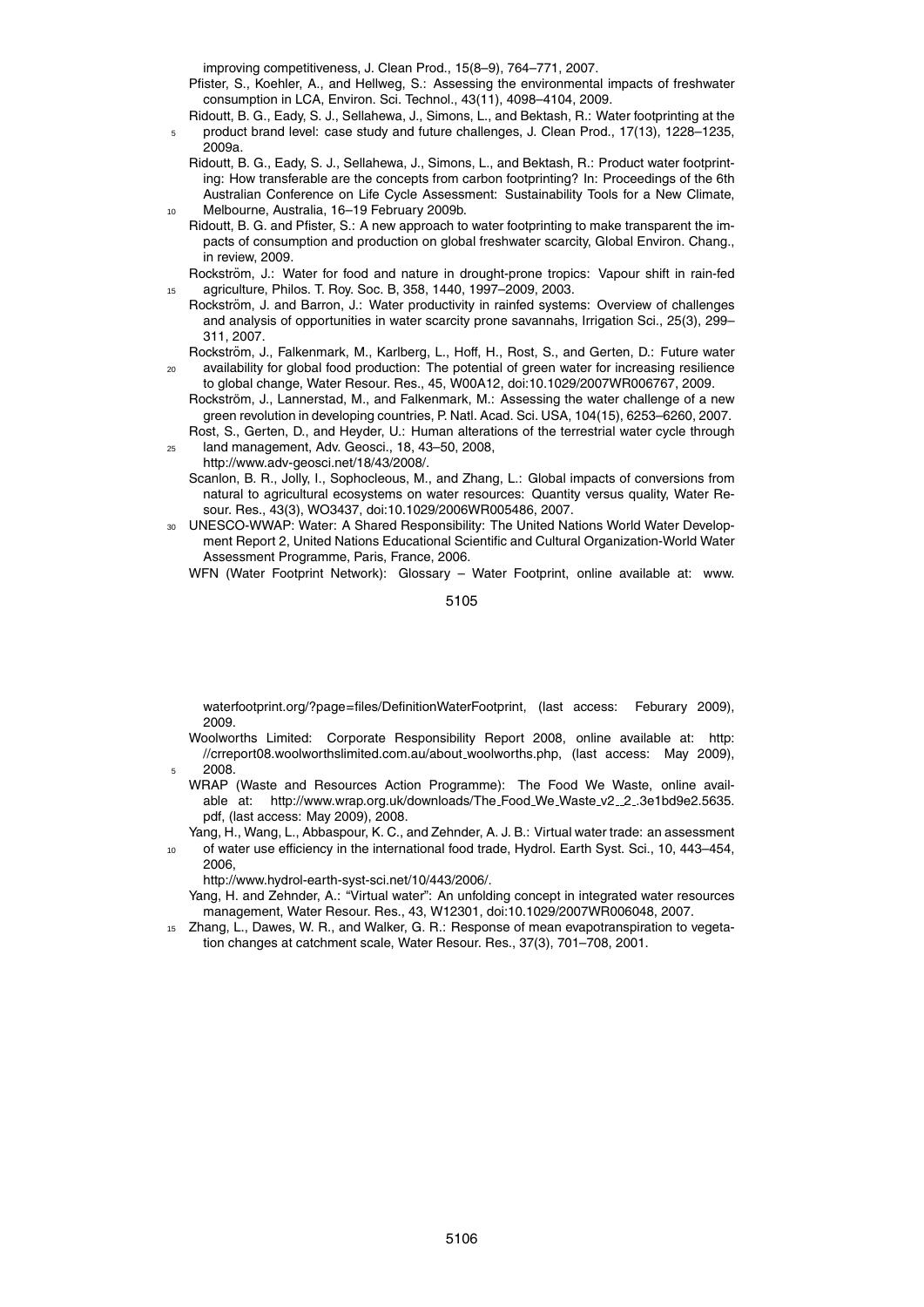improving competitiveness, J. Clean Prod., 15(8–9), 764–771, 2007.

Pfister, S., Koehler, A., and Hellweg, S.: Assessing the environmental impacts of freshwater consumption in LCA, Environ. Sci. Technol., 43(11), 4098–4104, 2009.

Ridoutt, B. G., Eady, S. J., Sellahewa, J., Simons, L., and Bektash, R.: Water footprinting at the product brand level: case study and future challenges, J. Clean Prod., 17(13), 1228–1235, 2009a.

Ridoutt, B. G., Eady, S. J., Sellahewa, J., Simons, L., and Bektash, R.: Product water footprinting: How transferable are the concepts from carbon footprinting? In: Proceedings of the 6th Australian Conference on Life Cycle Assessment: Sustainability Tools for a New Climate, Melbourne, Australia, 16–19 February 2009b.

Ridoutt, B. G. and Pfister, S.: A new approach to water footprinting to make transparent the impacts of consumption and production on global freshwater scarcity, Global Environ. Chang., in review, 2009.

Rockström, J.: Water for food and nature in drought-prone tropics: Vapour shift in rain-fed agriculture, Philos. T. Roy. Soc. B, 358, 1440, 1997–2009, 2003.

Rockström, J. and Barron, J.: Water productivity in rainfed systems: Overview of challenges and analysis of opportunities in water scarcity prone savannahs, Irrigation Sci., 25(3), 299–311, 2007.

Rockström, J., Falkenmark, M., Karlberg, L., Hoff, H., Rost, S., and Gerten, D.: Future water availability for global food production: The potential of green water for increasing resilience to global change, Water Resour. Res., 45, W00A12, doi:10.1029/2007WR006767, 2009.

Rockström, J., Lannerstad, M., and Falkenmark, M.: Assessing the water challenge of a new green revolution in developing countries, P. Natl. Acad. Sci. USA, 104(15), 6253–6260, 2007.

Rost, S., Gerten, D., and Heyder, U.: Human alterations of the terrestrial water cycle through land management, Adv. Geosci., 18, 43–50, 2008, http://www.adv-geosci.net/18/43/2008/.

Scanlon, B. R., Jolly, I., Sophocleous, M., and Zhang, L.: Global impacts of conversions from natural to agricultural ecosystems on water resources: Quantity versus quality, Water Resour. Res., 43(3), WO3437, doi:10.1029/2006WR005486, 2007.

UNESCO-WWAP: Water: A Shared Responsibility: The United Nations World Water Development Report 2, United Nations Educational Scientific and Cultural Organization-World Water Assessment Programme, Paris, France, 2006.

WFN (Water Footprint Network): Glossary – Water Footprint, online available at: www.waterfootprint.org/?page=files/DefinitionWaterFootprint, (last access: Feburary 2009), 2009.

Woolworths Limited: Corporate Responsibility Report 2008, online available at: http://crreport08.woolworthslimited.com.au/about_woolworths.php, (last access: May 2009), 2008.

WRAP (Waste and Resources Action Programme): The Food We Waste, online available at: http://www.wrap.org.uk/downloads/The_Food_We_Waste_v2__2_.3e1bd9e2.5635.pdf, (last access: May 2009), 2008.

Yang, H., Wang, L., Abbaspour, K. C., and Zehnder, A. J. B.: Virtual water trade: an assessment of water use efficiency in the international food trade, Hydrol. Earth Syst. Sci., 10, 443–454, 2006, http://www.hydrol-earth-syst-sci.net/10/443/2006/.

Yang, H. and Zehnder, A.: "Virtual water": An unfolding concept in integrated water resources management, Water Resour. Res., 43, W12301, doi:10.1029/2007WR006048, 2007.

Zhang, L., Dawes, W. R., and Walker, G. R.: Response of mean evapotranspiration to vegetation changes at catchment scale, Water Resour. Res., 37(3), 701–708, 2001.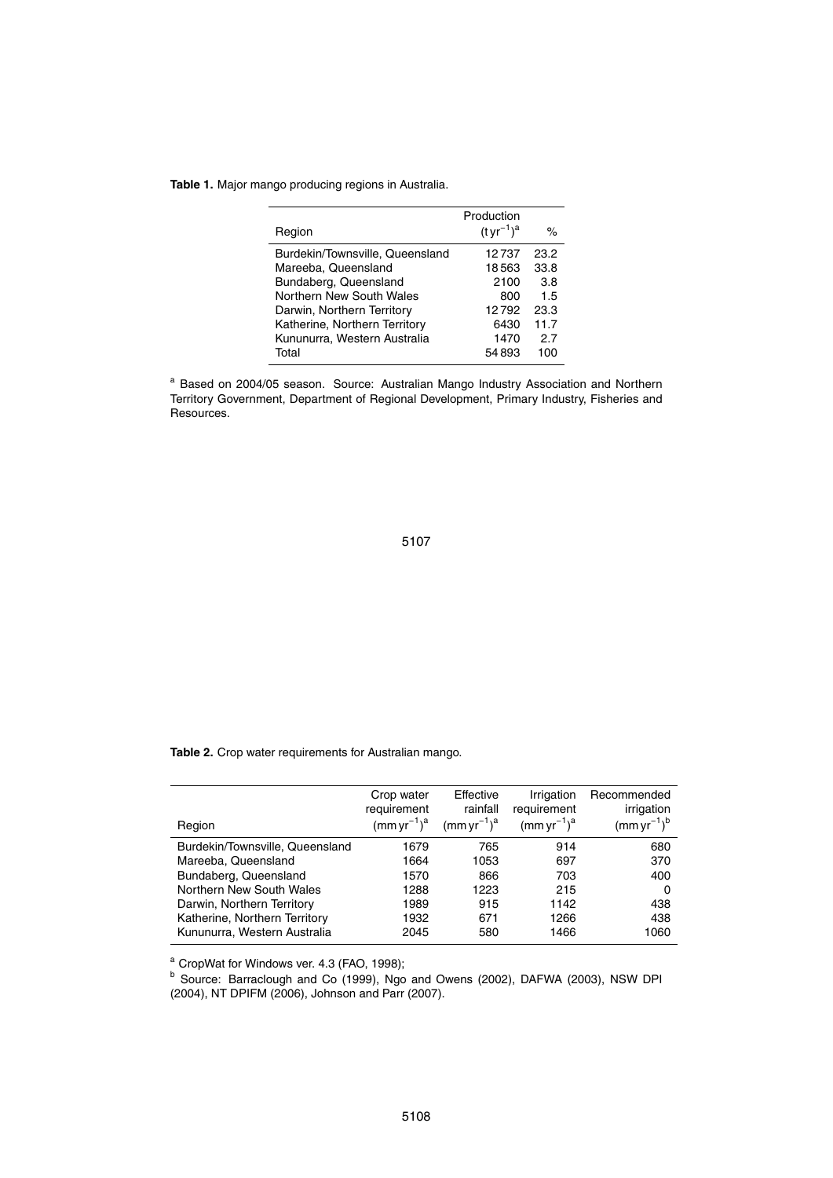**Table 1.** Major mango producing regions in Australia.

| Region | Production $(\text{t yr}^{-1})^a$ | % |
|---|---|---|
| Burdekin/Townsville, Queensland | 12 737 | 23.2 |
| Mareeba, Queensland | 18 563 | 33.8 |
| Bundaberg, Queensland | 2100 | 3.8 |
| Northern New South Wales | 800 | 1.5 |
| Darwin, Northern Territory | 12 792 | 23.3 |
| Katherine, Northern Territory | 6430 | 11.7 |
| Kununurra, Western Australia | 1470 | 2.7 |
| Total | 54 893 | 100 |

[a] Based on 2004/05 season. Source: Australian Mango Industry Association and Northern Territory Government, Department of Regional Development, Primary Industry, Fisheries and Resources.

**Table 2.** Crop water requirements for Australian mango.

| Region | Crop water requirement $(\text{mm yr}^{-1})^a$ | Effective rainfall $(\text{mm yr}^{-1})^a$ | Irrigation requirement $(\text{mm yr}^{-1})^a$ | Recommended irrigation $(\text{mm yr}^{-1})^b$ |
|---|---|---|---|---|
| Burdekin/Townsville, Queensland | 1679 | 765 | 914 | 680 |
| Mareeba, Queensland | 1664 | 1053 | 697 | 370 |
| Bundaberg, Queensland | 1570 | 866 | 703 | 400 |
| Northern New South Wales | 1288 | 1223 | 215 | 0 |
| Darwin, Northern Territory | 1989 | 915 | 1142 | 438 |
| Katherine, Northern Territory | 1932 | 671 | 1266 | 438 |
| Kununurra, Western Australia | 2045 | 580 | 1466 | 1060 |

[a] CropWat for Windows ver. 4.3 (FAO, 1998);
[b] Source: Barraclough and Co (1999), Ngo and Owens (2002), DAFWA (2003), NSW DPI (2004), NT DPIFM (2006), Johnson and Parr (2007).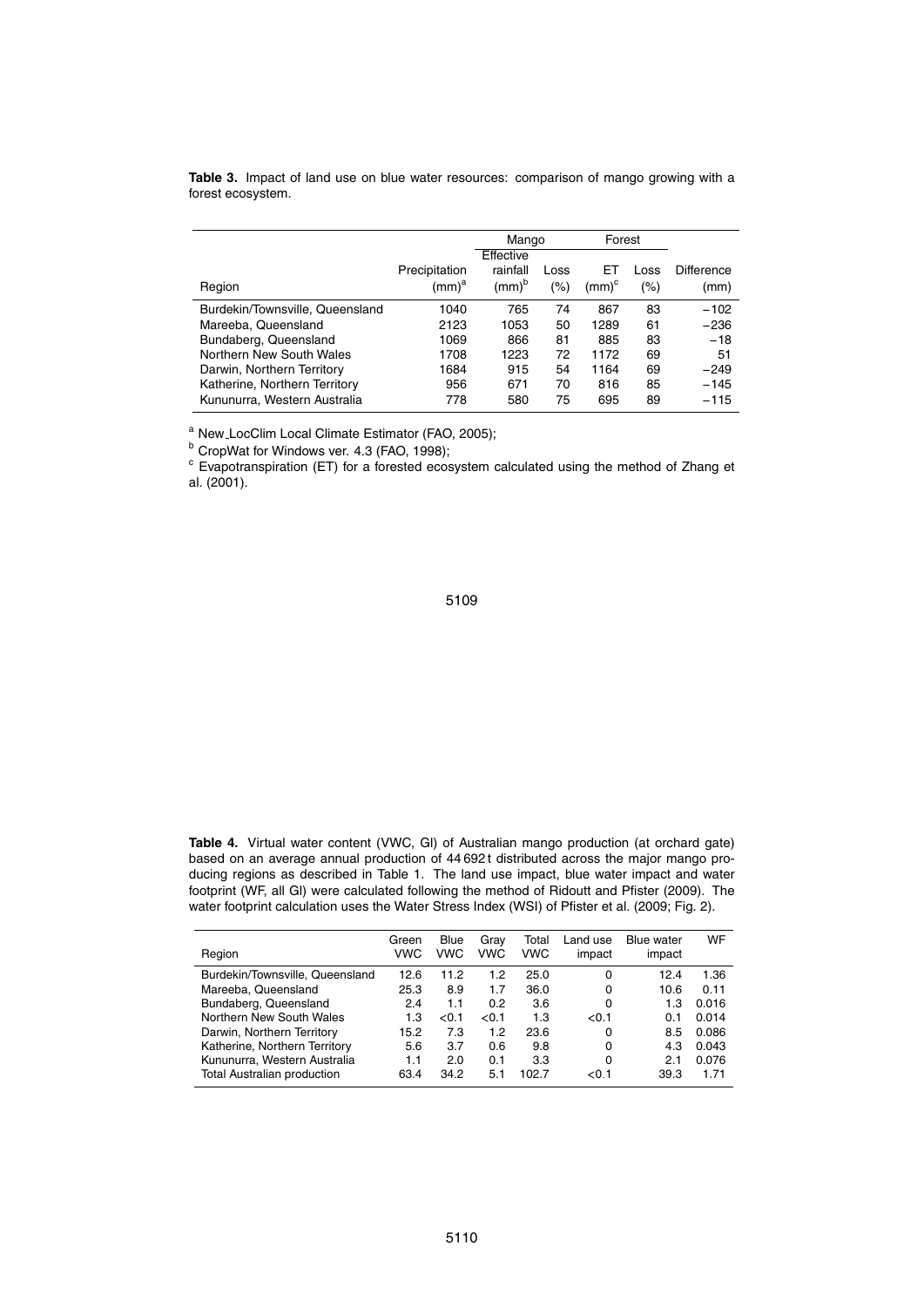**Table 3.** Impact of land use on blue water resources: comparison of mango growing with a forest ecosystem.

| Region | Precipitation (mm)[a] | Mango | | Forest | | Difference (mm) |
|---|---|---|---|---|---|---|
| | | Effective rainfall (mm)[b] | Loss (%) | ET (mm)[c] | Loss (%) | |
| Burdekin/Townsville, Queensland | 1040 | 765 | 74 | 867 | 83 | −102 |
| Mareeba, Queensland | 2123 | 1053 | 50 | 1289 | 61 | −236 |
| Bundaberg, Queensland | 1069 | 866 | 81 | 885 | 83 | −18 |
| Northern New South Wales | 1708 | 1223 | 72 | 1172 | 69 | 51 |
| Darwin, Northern Territory | 1684 | 915 | 54 | 1164 | 69 | −249 |
| Katherine, Northern Territory | 956 | 671 | 70 | 816 | 85 | −145 |
| Kununurra, Western Australia | 778 | 580 | 75 | 695 | 89 | −115 |

[a] New_LocClim Local Climate Estimator (FAO, 2005);
[b] CropWat for Windows ver. 4.3 (FAO, 1998);
[c] Evapotranspiration (ET) for a forested ecosystem calculated using the method of Zhang et al. (2001).

**Table 4.** Virtual water content (VWC, Gl) of Australian mango production (at orchard gate) based on an average annual production of 44 692 t distributed across the major mango producing regions as described in Table 1. The land use impact, blue water impact and water footprint (WF, all Gl) were calculated following the method of Ridoutt and Pfister (2009). The water footprint calculation uses the Water Stress Index (WSI) of Pfister et al. (2009; Fig. 2).

| Region | Green VWC | Blue VWC | Gray VWC | Total VWC | Land use impact | Blue water impact | WF |
|---|---|---|---|---|---|---|---|
| Burdekin/Townsville, Queensland | 12.6 | 11.2 | 1.2 | 25.0 | 0 | 12.4 | 1.36 |
| Mareeba, Queensland | 25.3 | 8.9 | 1.7 | 36.0 | 0 | 10.6 | 0.11 |
| Bundaberg, Queensland | 2.4 | 1.1 | 0.2 | 3.6 | 0 | 1.3 | 0.016 |
| Northern New South Wales | 1.3 | <0.1 | <0.1 | 1.3 | <0.1 | 0.1 | 0.014 |
| Darwin, Northern Territory | 15.2 | 7.3 | 1.2 | 23.6 | 0 | 8.5 | 0.086 |
| Katherine, Northern Territory | 5.6 | 3.7 | 0.6 | 9.8 | 0 | 4.3 | 0.043 |
| Kununurra, Western Australia | 1.1 | 2.0 | 0.1 | 3.3 | 0 | 2.1 | 0.076 |
| Total Australian production | 63.4 | 34.2 | 5.1 | 102.7 | <0.1 | 39.3 | 1.71 |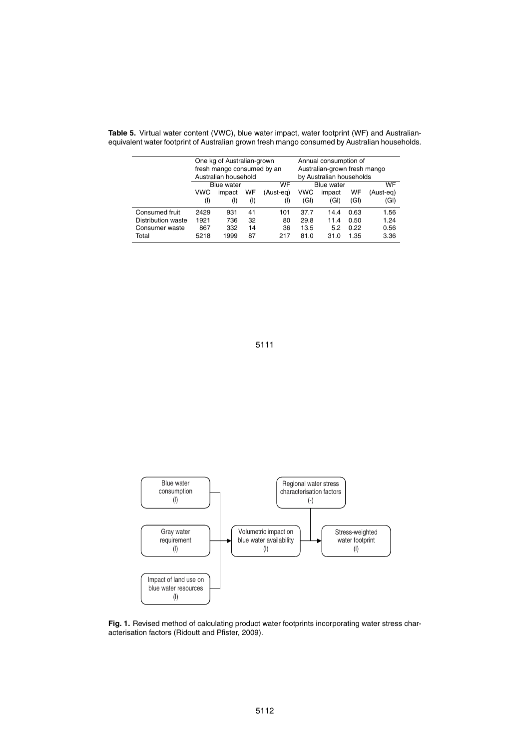**Table 5.** Virtual water content (VWC), blue water impact, water footprint (WF) and Australian-equivalent water footprint of Australian grown fresh mango consumed by Australian households.

| | One kg of Australian-grown fresh mango consumed by an Australian household | | | | Annual consumption of Australian-grown fresh mango by Australian households | | | |
|---|---|---|---|---|---|---|---|---|
| | VWC (l) | Blue water impact (l) | WF (l) | WF (Aust-eq) (l) | VWC (Gl) | Blue water impact (Gl) | WF (Gl) | WF (Aust-eq) (Gl) |
| Consumed fruit | 2429 | 931 | 41 | 101 | 37.7 | 14.4 | 0.63 | 1.56 |
| Distribution waste | 1921 | 736 | 32 | 80 | 29.8 | 11.4 | 0.50 | 1.24 |
| Consumer waste | 867 | 332 | 14 | 36 | 13.5 | 5.2 | 0.22 | 0.56 |
| Total | 5218 | 1999 | 87 | 217 | 81.0 | 31.0 | 1.35 | 3.36 |

**Fig. 1.** Revised method of calculating product water footprints incorporating water stress characterisation factors (Ridoutt and Pfister, 2009).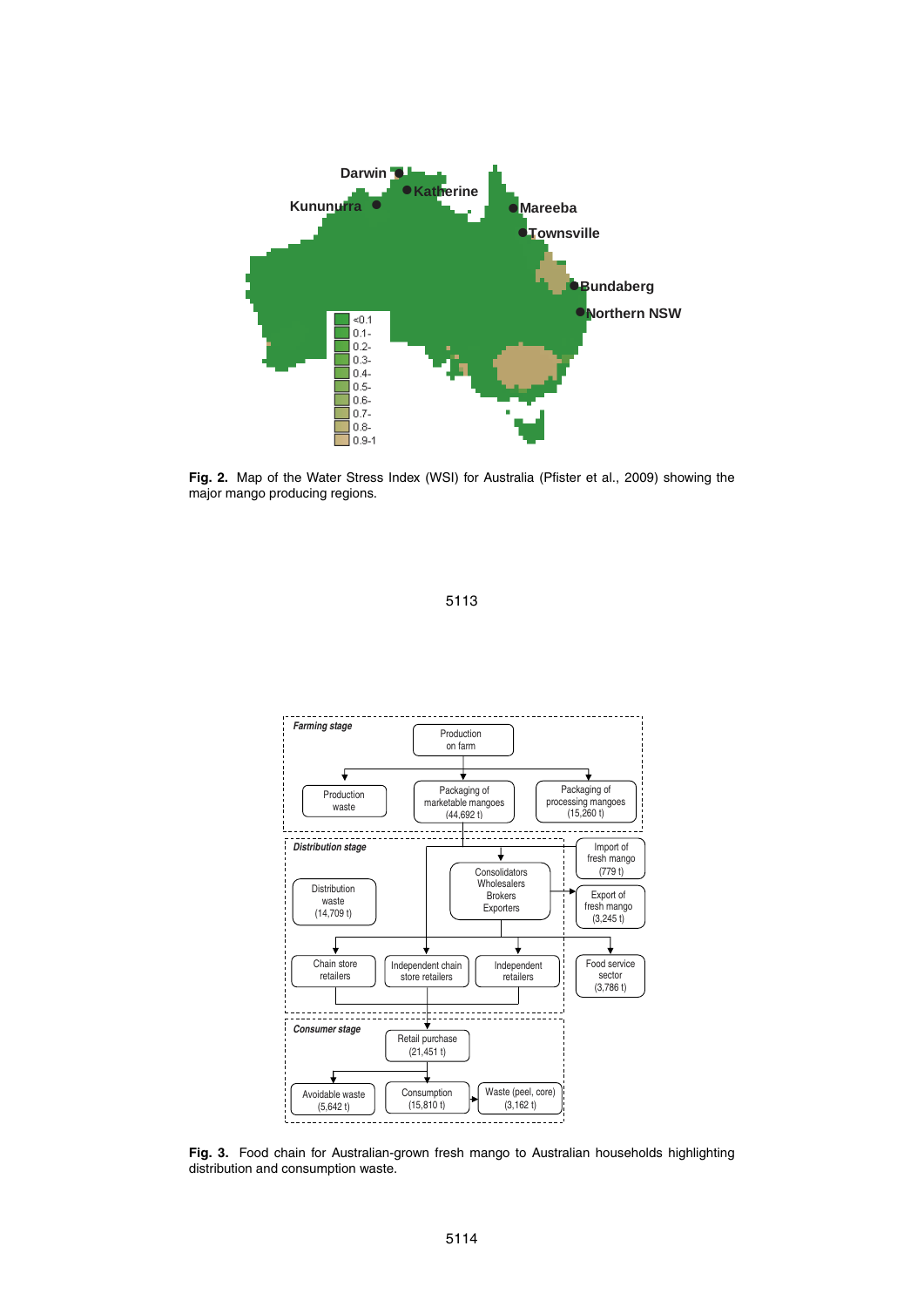Darwin

Katherine

Kununurra

Mareeba

Townsville

Bundaberg

Northern NSW

<0.1

0.1-

0.2-

0.3-

0.4-

0.5-

0.6-

0.7-

0.8-

0.9-1

**Fig. 2.** Map of the Water Stress Index (WSI) for Australia (Pfister et al., 2009) showing the major mango producing regions.

*Farming stage*

Production on farm

Production waste

Packaging of marketable mangoes (44,692 t)

Packaging of processing mangoes (15,260 t)

*Distribution stage*

Import of fresh mango (779 t)

Consolidators Wholesalers Brokers Exporters

Distribution waste (14,709 t)

Export of fresh mango (3,245 t)

Chain store retailers

Independent chain store retailers

Independent retailers

Food service sector (3,786 t)

*Consumer stage*

Retail purchase (21,451 t)

Avoidable waste (5,642 t)

Consumption (15,810 t)

Waste (peel, core) (3,162 t)

**Fig. 3.** Food chain for Australian-grown fresh mango to Australian households highlighting distribution and consumption waste.